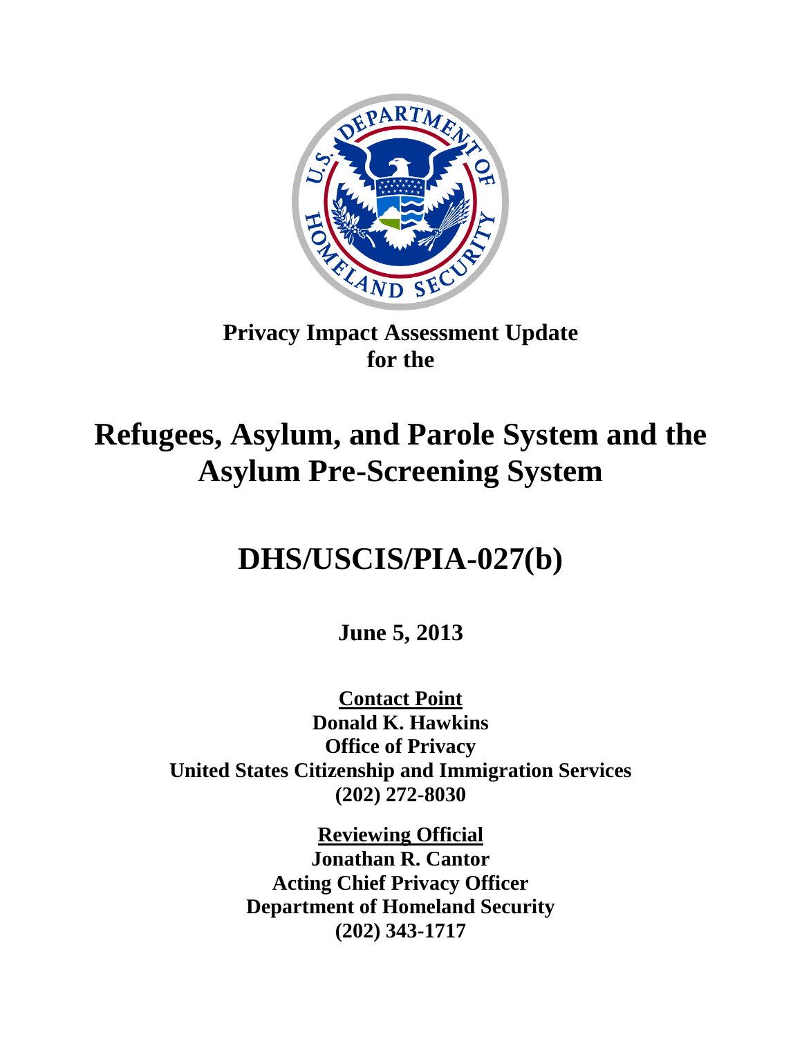**Privacy Impact Assessment Update for the**

# Refugees, Asylum, and Parole System and the Asylum Pre-Screening System

# DHS/USCIS/PIA-027(b)

**June 5, 2013**

**<u>Contact Point</u>**
**Donald K. Hawkins**
**Office of Privacy**
**United States Citizenship and Immigration Services**
**(202) 272-8030**

**<u>Reviewing Official</u>**
**Jonathan R. Cantor**
**Acting Chief Privacy Officer**
**Department of Homeland Security**
**(202) 343-1717**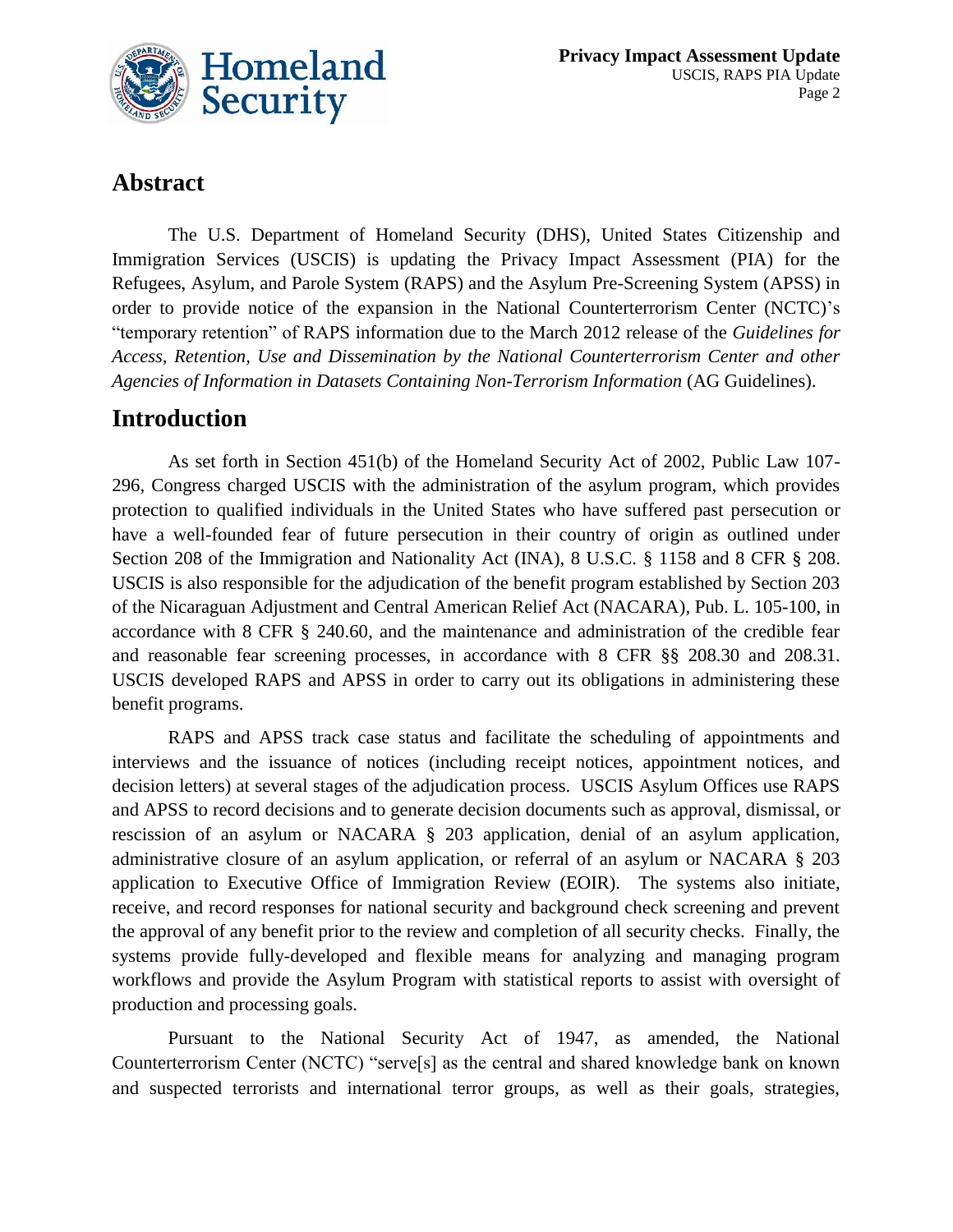## Abstract

The U.S. Department of Homeland Security (DHS), United States Citizenship and Immigration Services (USCIS) is updating the Privacy Impact Assessment (PIA) for the Refugees, Asylum, and Parole System (RAPS) and the Asylum Pre-Screening System (APSS) in order to provide notice of the expansion in the National Counterterrorism Center (NCTC)'s "temporary retention" of RAPS information due to the March 2012 release of the *Guidelines for Access, Retention, Use and Dissemination by the National Counterterrorism Center and other Agencies of Information in Datasets Containing Non-Terrorism Information* (AG Guidelines).

## Introduction

As set forth in Section 451(b) of the Homeland Security Act of 2002, Public Law 107-296, Congress charged USCIS with the administration of the asylum program, which provides protection to qualified individuals in the United States who have suffered past persecution or have a well-founded fear of future persecution in their country of origin as outlined under Section 208 of the Immigration and Nationality Act (INA), 8 U.S.C. § 1158 and 8 CFR § 208. USCIS is also responsible for the adjudication of the benefit program established by Section 203 of the Nicaraguan Adjustment and Central American Relief Act (NACARA), Pub. L. 105-100, in accordance with 8 CFR § 240.60, and the maintenance and administration of the credible fear and reasonable fear screening processes, in accordance with 8 CFR §§ 208.30 and 208.31. USCIS developed RAPS and APSS in order to carry out its obligations in administering these benefit programs.

RAPS and APSS track case status and facilitate the scheduling of appointments and interviews and the issuance of notices (including receipt notices, appointment notices, and decision letters) at several stages of the adjudication process. USCIS Asylum Offices use RAPS and APSS to record decisions and to generate decision documents such as approval, dismissal, or rescission of an asylum or NACARA § 203 application, denial of an asylum application, administrative closure of an asylum application, or referral of an asylum or NACARA § 203 application to Executive Office of Immigration Review (EOIR). The systems also initiate, receive, and record responses for national security and background check screening and prevent the approval of any benefit prior to the review and completion of all security checks. Finally, the systems provide fully-developed and flexible means for analyzing and managing program workflows and provide the Asylum Program with statistical reports to assist with oversight of production and processing goals.

Pursuant to the National Security Act of 1947, as amended, the National Counterterrorism Center (NCTC) "serve[s] as the central and shared knowledge bank on known and suspected terrorists and international terror groups, as well as their goals, strategies,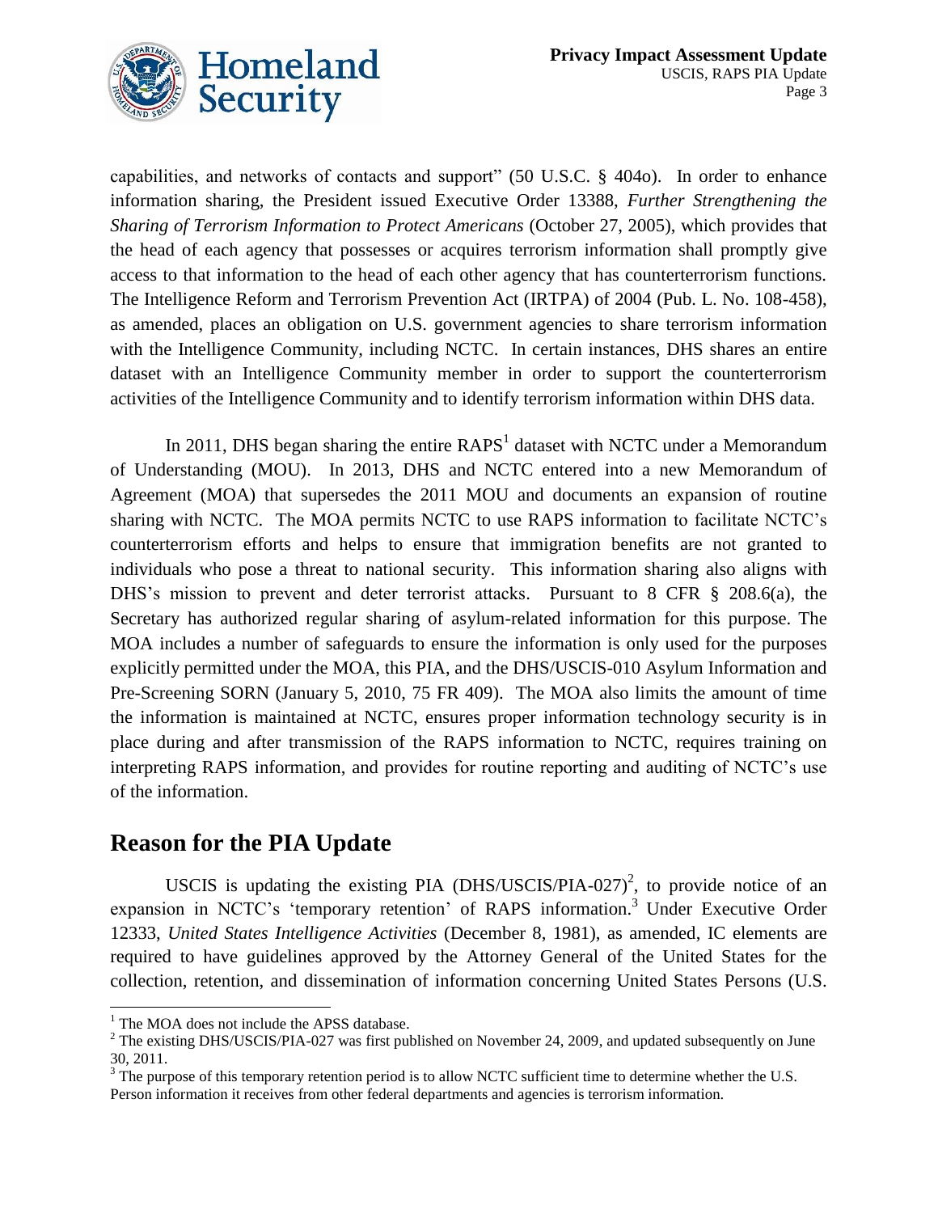capabilities, and networks of contacts and support" (50 U.S.C. § 404o). In order to enhance information sharing, the President issued Executive Order 13388, *Further Strengthening the Sharing of Terrorism Information to Protect Americans* (October 27, 2005), which provides that the head of each agency that possesses or acquires terrorism information shall promptly give access to that information to the head of each other agency that has counterterrorism functions. The Intelligence Reform and Terrorism Prevention Act (IRTPA) of 2004 (Pub. L. No. 108-458), as amended, places an obligation on U.S. government agencies to share terrorism information with the Intelligence Community, including NCTC. In certain instances, DHS shares an entire dataset with an Intelligence Community member in order to support the counterterrorism activities of the Intelligence Community and to identify terrorism information within DHS data.

In 2011, DHS began sharing the entire RAPS[1] dataset with NCTC under a Memorandum of Understanding (MOU). In 2013, DHS and NCTC entered into a new Memorandum of Agreement (MOA) that supersedes the 2011 MOU and documents an expansion of routine sharing with NCTC. The MOA permits NCTC to use RAPS information to facilitate NCTC's counterterrorism efforts and helps to ensure that immigration benefits are not granted to individuals who pose a threat to national security. This information sharing also aligns with DHS's mission to prevent and deter terrorist attacks. Pursuant to 8 CFR § 208.6(a), the Secretary has authorized regular sharing of asylum-related information for this purpose. The MOA includes a number of safeguards to ensure the information is only used for the purposes explicitly permitted under the MOA, this PIA, and the DHS/USCIS-010 Asylum Information and Pre-Screening SORN (January 5, 2010, 75 FR 409). The MOA also limits the amount of time the information is maintained at NCTC, ensures proper information technology security is in place during and after transmission of the RAPS information to NCTC, requires training on interpreting RAPS information, and provides for routine reporting and auditing of NCTC's use of the information.

## Reason for the PIA Update

USCIS is updating the existing PIA (DHS/USCIS/PIA-027)[2], to provide notice of an expansion in NCTC's 'temporary retention' of RAPS information.[3] Under Executive Order 12333, *United States Intelligence Activities* (December 8, 1981), as amended, IC elements are required to have guidelines approved by the Attorney General of the United States for the collection, retention, and dissemination of information concerning United States Persons (U.S.

---

[1] The MOA does not include the APSS database.

[2] The existing DHS/USCIS/PIA-027 was first published on November 24, 2009, and updated subsequently on June 30, 2011.

[3] The purpose of this temporary retention period is to allow NCTC sufficient time to determine whether the U.S. Person information it receives from other federal departments and agencies is terrorism information.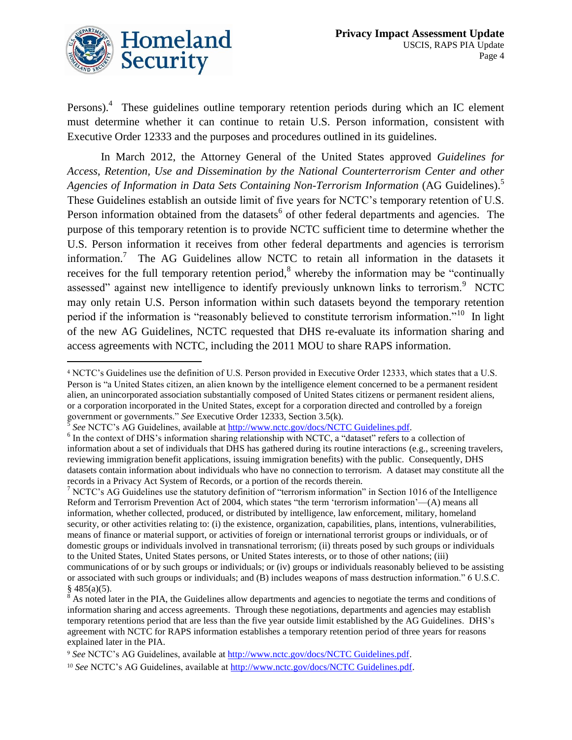Persons).[4] These guidelines outline temporary retention periods during which an IC element must determine whether it can continue to retain U.S. Person information, consistent with Executive Order 12333 and the purposes and procedures outlined in its guidelines.

In March 2012, the Attorney General of the United States approved *Guidelines for Access, Retention, Use and Dissemination by the National Counterterrorism Center and other Agencies of Information in Data Sets Containing Non-Terrorism Information* (AG Guidelines).[5] These Guidelines establish an outside limit of five years for NCTC's temporary retention of U.S. Person information obtained from the datasets[6] of other federal departments and agencies. The purpose of this temporary retention is to provide NCTC sufficient time to determine whether the U.S. Person information it receives from other federal departments and agencies is terrorism information.[7] The AG Guidelines allow NCTC to retain all information in the datasets it receives for the full temporary retention period,[8] whereby the information may be "continually assessed" against new intelligence to identify previously unknown links to terrorism.[9] NCTC may only retain U.S. Person information within such datasets beyond the temporary retention period if the information is "reasonably believed to constitute terrorism information."[10] In light of the new AG Guidelines, NCTC requested that DHS re-evaluate its information sharing and access agreements with NCTC, including the 2011 MOU to share RAPS information.

---

[4] NCTC's Guidelines use the definition of U.S. Person provided in Executive Order 12333, which states that a U.S. Person is "a United States citizen, an alien known by the intelligence element concerned to be a permanent resident alien, an unincorporated association substantially composed of United States citizens or permanent resident aliens, or a corporation incorporated in the United States, except for a corporation directed and controlled by a foreign government or governments." *See* Executive Order 12333, Section 3.5(k).

[5] *See* NCTC's AG Guidelines, available at http://www.nctc.gov/docs/NCTC Guidelines.pdf.

[6] In the context of DHS's information sharing relationship with NCTC, a "dataset" refers to a collection of information about a set of individuals that DHS has gathered during its routine interactions (e.g., screening travelers, reviewing immigration benefit applications, issuing immigration benefits) with the public. Consequently, DHS datasets contain information about individuals who have no connection to terrorism. A dataset may constitute all the records in a Privacy Act System of Records, or a portion of the records therein.

[7] NCTC's AG Guidelines use the statutory definition of "terrorism information" in Section 1016 of the Intelligence Reform and Terrorism Prevention Act of 2004, which states "the term 'terrorism information'—(A) means all information, whether collected, produced, or distributed by intelligence, law enforcement, military, homeland security, or other activities relating to: (i) the existence, organization, capabilities, plans, intentions, vulnerabilities, means of finance or material support, or activities of foreign or international terrorist groups or individuals, or of domestic groups or individuals involved in transnational terrorism; (ii) threats posed by such groups or individuals to the United States, United States persons, or United States interests, or to those of other nations; (iii) communications of or by such groups or individuals; or (iv) groups or individuals reasonably believed to be assisting or associated with such groups or individuals; and (B) includes weapons of mass destruction information." 6 U.S.C. § 485(a)(5).

[8] As noted later in the PIA, the Guidelines allow departments and agencies to negotiate the terms and conditions of information sharing and access agreements. Through these negotiations, departments and agencies may establish temporary retentions period that are less than the five year outside limit established by the AG Guidelines. DHS's agreement with NCTC for RAPS information establishes a temporary retention period of three years for reasons explained later in the PIA.

[9] *See* NCTC's AG Guidelines, available at http://www.nctc.gov/docs/NCTC Guidelines.pdf.

[10] *See* NCTC's AG Guidelines, available at http://www.nctc.gov/docs/NCTC Guidelines.pdf.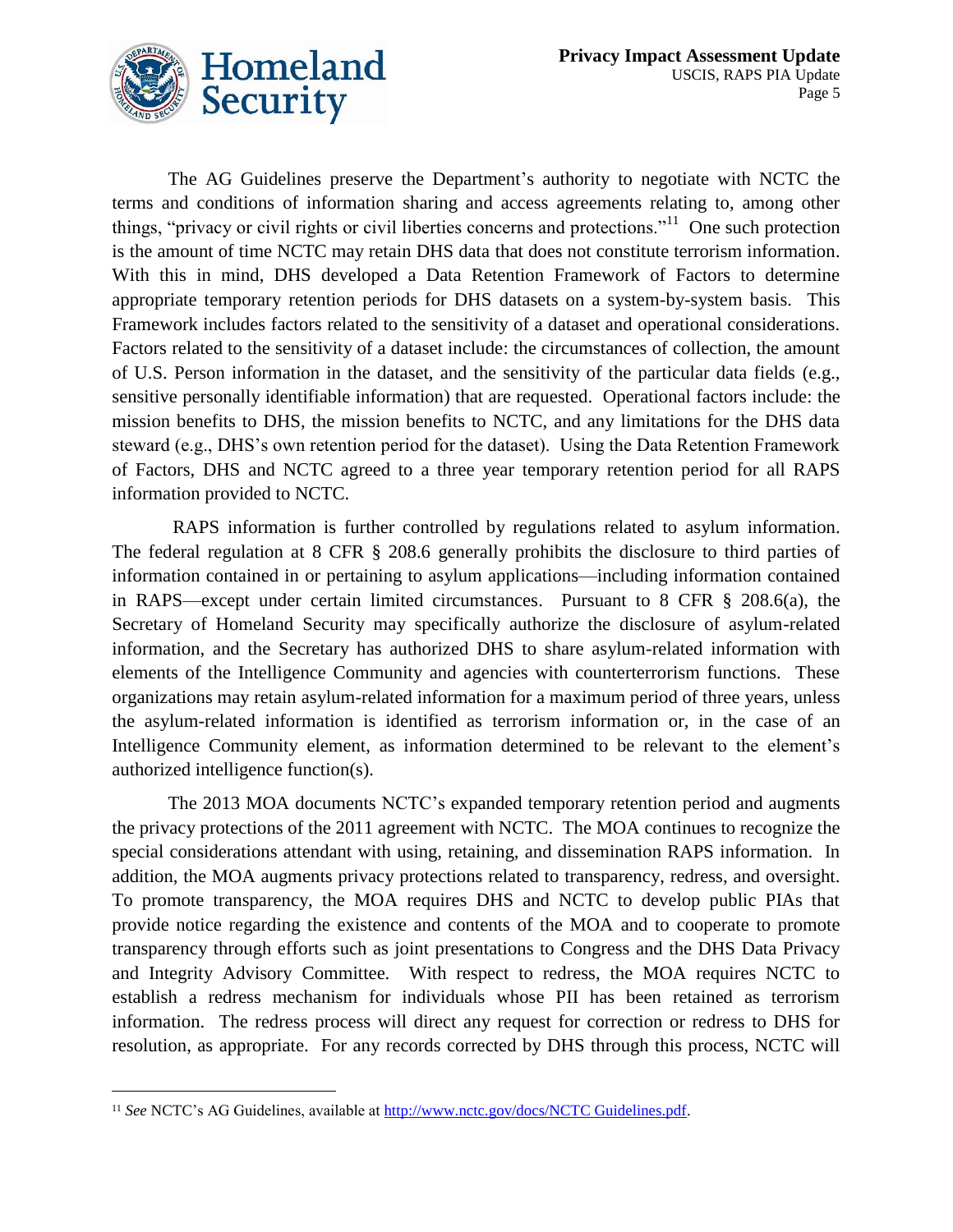The AG Guidelines preserve the Department's authority to negotiate with NCTC the terms and conditions of information sharing and access agreements relating to, among other things, "privacy or civil rights or civil liberties concerns and protections."[11] One such protection is the amount of time NCTC may retain DHS data that does not constitute terrorism information. With this in mind, DHS developed a Data Retention Framework of Factors to determine appropriate temporary retention periods for DHS datasets on a system-by-system basis. This Framework includes factors related to the sensitivity of a dataset and operational considerations. Factors related to the sensitivity of a dataset include: the circumstances of collection, the amount of U.S. Person information in the dataset, and the sensitivity of the particular data fields (e.g., sensitive personally identifiable information) that are requested. Operational factors include: the mission benefits to DHS, the mission benefits to NCTC, and any limitations for the DHS data steward (e.g., DHS's own retention period for the dataset). Using the Data Retention Framework of Factors, DHS and NCTC agreed to a three year temporary retention period for all RAPS information provided to NCTC.

RAPS information is further controlled by regulations related to asylum information. The federal regulation at 8 CFR § 208.6 generally prohibits the disclosure to third parties of information contained in or pertaining to asylum applications—including information contained in RAPS—except under certain limited circumstances. Pursuant to 8 CFR § 208.6(a), the Secretary of Homeland Security may specifically authorize the disclosure of asylum-related information, and the Secretary has authorized DHS to share asylum-related information with elements of the Intelligence Community and agencies with counterterrorism functions. These organizations may retain asylum-related information for a maximum period of three years, unless the asylum-related information is identified as terrorism information or, in the case of an Intelligence Community element, as information determined to be relevant to the element's authorized intelligence function(s).

The 2013 MOA documents NCTC's expanded temporary retention period and augments the privacy protections of the 2011 agreement with NCTC. The MOA continues to recognize the special considerations attendant with using, retaining, and dissemination RAPS information. In addition, the MOA augments privacy protections related to transparency, redress, and oversight. To promote transparency, the MOA requires DHS and NCTC to develop public PIAs that provide notice regarding the existence and contents of the MOA and to cooperate to promote transparency through efforts such as joint presentations to Congress and the DHS Data Privacy and Integrity Advisory Committee. With respect to redress, the MOA requires NCTC to establish a redress mechanism for individuals whose PII has been retained as terrorism information. The redress process will direct any request for correction or redress to DHS for resolution, as appropriate. For any records corrected by DHS through this process, NCTC will

---

[11] *See* NCTC's AG Guidelines, available at http://www.nctc.gov/docs/NCTC Guidelines.pdf.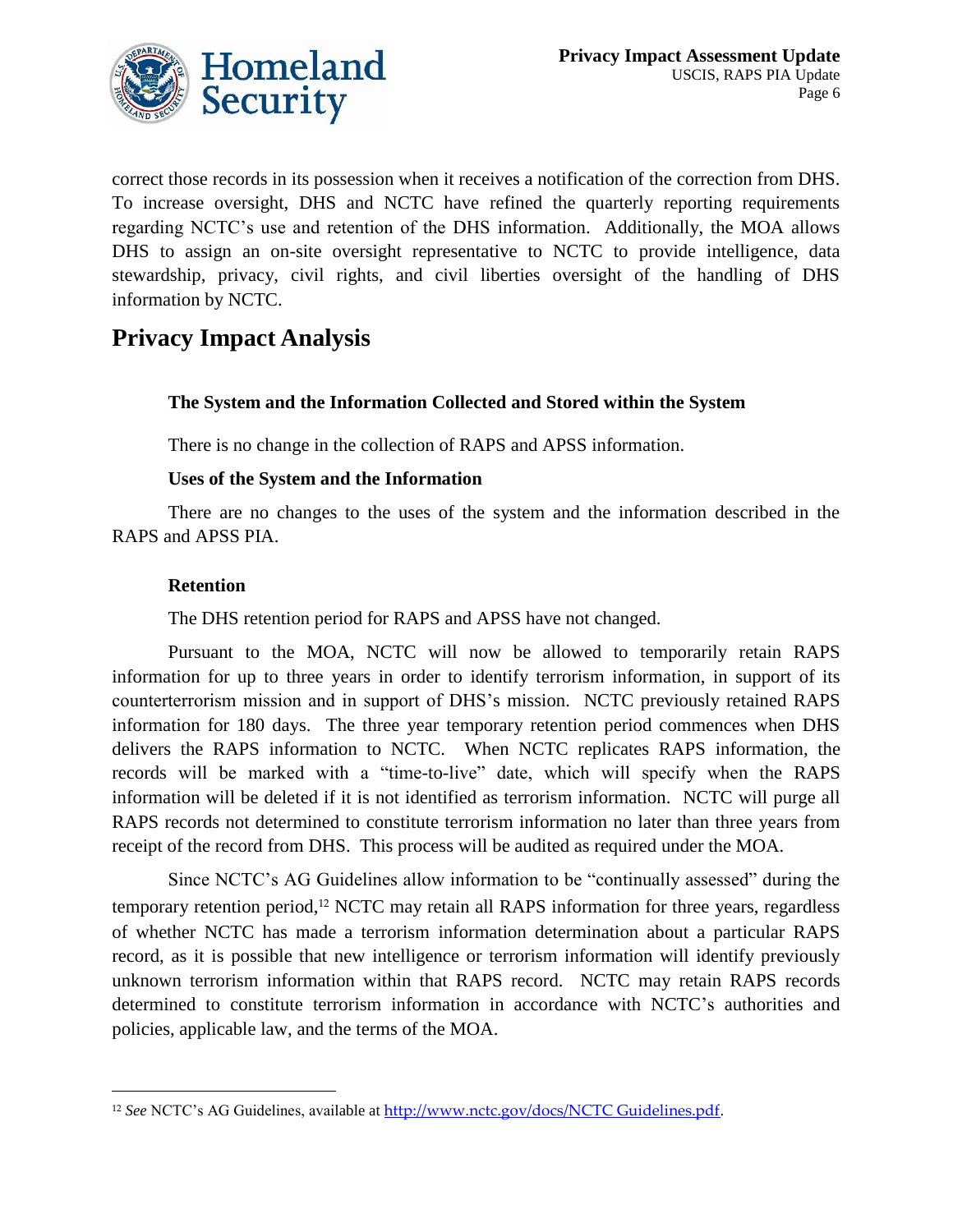correct those records in its possession when it receives a notification of the correction from DHS. To increase oversight, DHS and NCTC have refined the quarterly reporting requirements regarding NCTC's use and retention of the DHS information. Additionally, the MOA allows DHS to assign an on-site oversight representative to NCTC to provide intelligence, data stewardship, privacy, civil rights, and civil liberties oversight of the handling of DHS information by NCTC.

# Privacy Impact Analysis

### The System and the Information Collected and Stored within the System

There is no change in the collection of RAPS and APSS information.

### Uses of the System and the Information

There are no changes to the uses of the system and the information described in the RAPS and APSS PIA.

### Retention

The DHS retention period for RAPS and APSS have not changed.

Pursuant to the MOA, NCTC will now be allowed to temporarily retain RAPS information for up to three years in order to identify terrorism information, in support of its counterterrorism mission and in support of DHS's mission. NCTC previously retained RAPS information for 180 days. The three year temporary retention period commences when DHS delivers the RAPS information to NCTC. When NCTC replicates RAPS information, the records will be marked with a "time-to-live" date, which will specify when the RAPS information will be deleted if it is not identified as terrorism information. NCTC will purge all RAPS records not determined to constitute terrorism information no later than three years from receipt of the record from DHS. This process will be audited as required under the MOA.

Since NCTC's AG Guidelines allow information to be "continually assessed" during the temporary retention period,[12] NCTC may retain all RAPS information for three years, regardless of whether NCTC has made a terrorism information determination about a particular RAPS record, as it is possible that new intelligence or terrorism information will identify previously unknown terrorism information within that RAPS record. NCTC may retain RAPS records determined to constitute terrorism information in accordance with NCTC's authorities and policies, applicable law, and the terms of the MOA.

---

[12] *See* NCTC's AG Guidelines, available at http://www.nctc.gov/docs/NCTC Guidelines.pdf.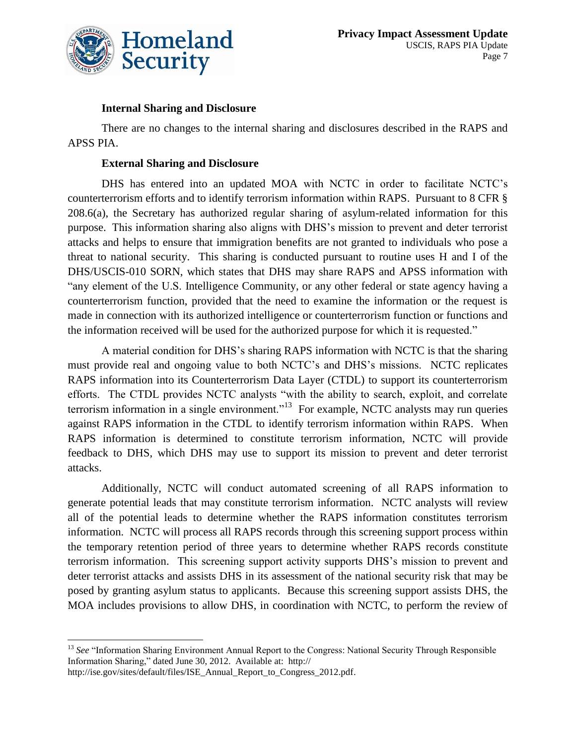### Internal Sharing and Disclosure

There are no changes to the internal sharing and disclosures described in the RAPS and APSS PIA.

### External Sharing and Disclosure

DHS has entered into an updated MOA with NCTC in order to facilitate NCTC's counterterrorism efforts and to identify terrorism information within RAPS. Pursuant to 8 CFR § 208.6(a), the Secretary has authorized regular sharing of asylum-related information for this purpose. This information sharing also aligns with DHS's mission to prevent and deter terrorist attacks and helps to ensure that immigration benefits are not granted to individuals who pose a threat to national security. This sharing is conducted pursuant to routine uses H and I of the DHS/USCIS-010 SORN, which states that DHS may share RAPS and APSS information with "any element of the U.S. Intelligence Community, or any other federal or state agency having a counterterrorism function, provided that the need to examine the information or the request is made in connection with its authorized intelligence or counterterrorism function or functions and the information received will be used for the authorized purpose for which it is requested."

A material condition for DHS's sharing RAPS information with NCTC is that the sharing must provide real and ongoing value to both NCTC's and DHS's missions. NCTC replicates RAPS information into its Counterterrorism Data Layer (CTDL) to support its counterterrorism efforts. The CTDL provides NCTC analysts "with the ability to search, exploit, and correlate terrorism information in a single environment."[13] For example, NCTC analysts may run queries against RAPS information in the CTDL to identify terrorism information within RAPS. When RAPS information is determined to constitute terrorism information, NCTC will provide feedback to DHS, which DHS may use to support its mission to prevent and deter terrorist attacks.

Additionally, NCTC will conduct automated screening of all RAPS information to generate potential leads that may constitute terrorism information. NCTC analysts will review all of the potential leads to determine whether the RAPS information constitutes terrorism information. NCTC will process all RAPS records through this screening support process within the temporary retention period of three years to determine whether RAPS records constitute terrorism information. This screening support activity supports DHS's mission to prevent and deter terrorist attacks and assists DHS in its assessment of the national security risk that may be posed by granting asylum status to applicants. Because this screening support assists DHS, the MOA includes provisions to allow DHS, in coordination with NCTC, to perform the review of

---

[13] *See* "Information Sharing Environment Annual Report to the Congress: National Security Through Responsible Information Sharing," dated June 30, 2012. Available at: http:// http://ise.gov/sites/default/files/ISE_Annual_Report_to_Congress_2012.pdf.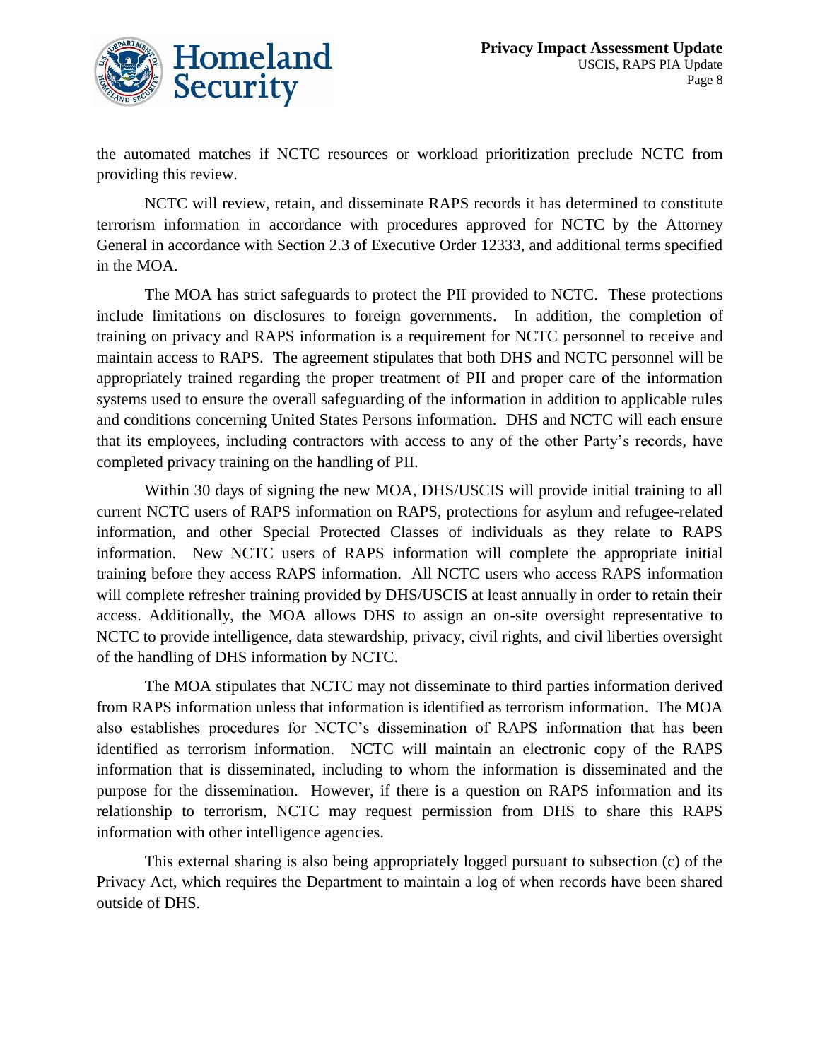the automated matches if NCTC resources or workload prioritization preclude NCTC from providing this review.

NCTC will review, retain, and disseminate RAPS records it has determined to constitute terrorism information in accordance with procedures approved for NCTC by the Attorney General in accordance with Section 2.3 of Executive Order 12333, and additional terms specified in the MOA.

The MOA has strict safeguards to protect the PII provided to NCTC. These protections include limitations on disclosures to foreign governments. In addition, the completion of training on privacy and RAPS information is a requirement for NCTC personnel to receive and maintain access to RAPS. The agreement stipulates that both DHS and NCTC personnel will be appropriately trained regarding the proper treatment of PII and proper care of the information systems used to ensure the overall safeguarding of the information in addition to applicable rules and conditions concerning United States Persons information. DHS and NCTC will each ensure that its employees, including contractors with access to any of the other Party's records, have completed privacy training on the handling of PII.

Within 30 days of signing the new MOA, DHS/USCIS will provide initial training to all current NCTC users of RAPS information on RAPS, protections for asylum and refugee-related information, and other Special Protected Classes of individuals as they relate to RAPS information. New NCTC users of RAPS information will complete the appropriate initial training before they access RAPS information. All NCTC users who access RAPS information will complete refresher training provided by DHS/USCIS at least annually in order to retain their access. Additionally, the MOA allows DHS to assign an on-site oversight representative to NCTC to provide intelligence, data stewardship, privacy, civil rights, and civil liberties oversight of the handling of DHS information by NCTC.

The MOA stipulates that NCTC may not disseminate to third parties information derived from RAPS information unless that information is identified as terrorism information. The MOA also establishes procedures for NCTC's dissemination of RAPS information that has been identified as terrorism information. NCTC will maintain an electronic copy of the RAPS information that is disseminated, including to whom the information is disseminated and the purpose for the dissemination. However, if there is a question on RAPS information and its relationship to terrorism, NCTC may request permission from DHS to share this RAPS information with other intelligence agencies.

This external sharing is also being appropriately logged pursuant to subsection (c) of the Privacy Act, which requires the Department to maintain a log of when records have been shared outside of DHS.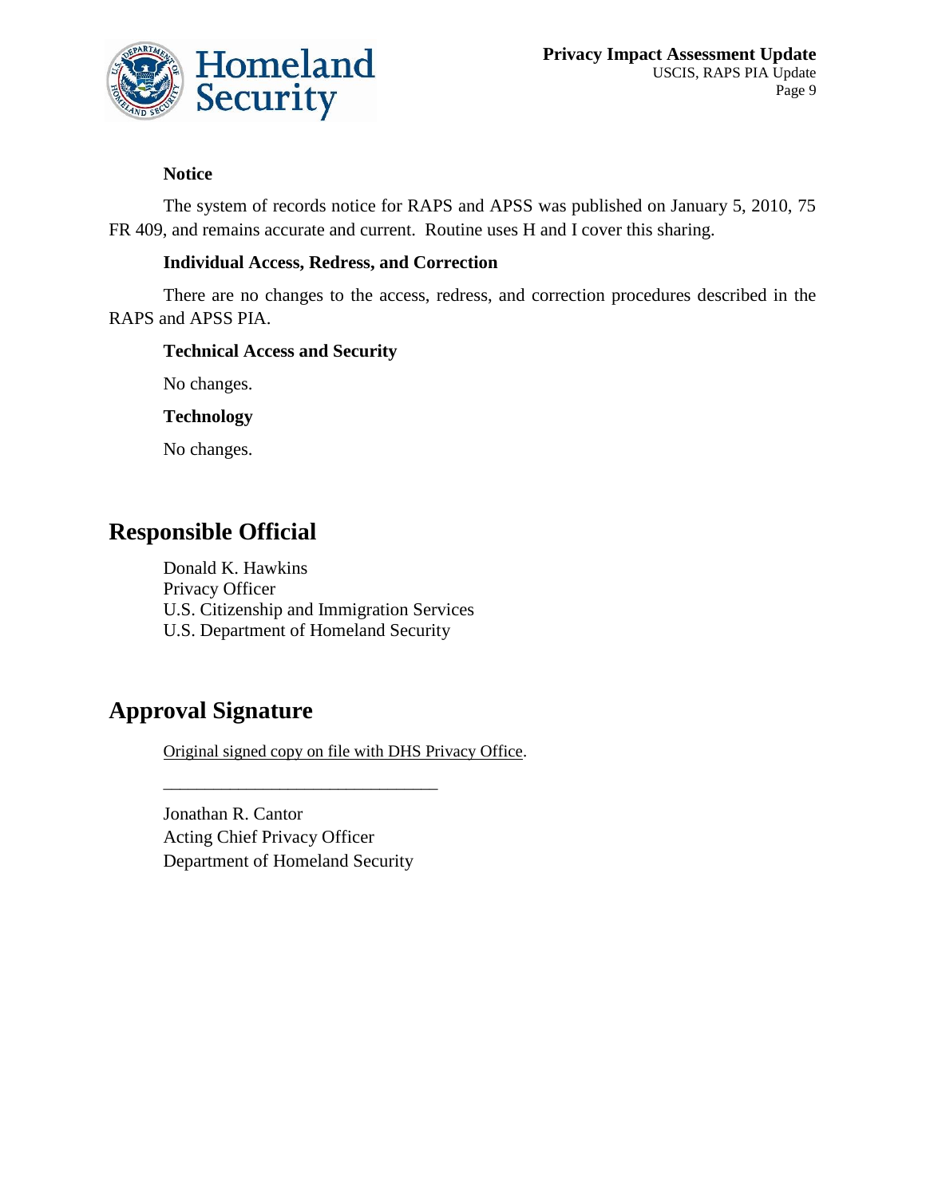**Notice**

The system of records notice for RAPS and APSS was published on January 5, 2010, 75 FR 409, and remains accurate and current. Routine uses H and I cover this sharing.

**Individual Access, Redress, and Correction**

There are no changes to the access, redress, and correction procedures described in the RAPS and APSS PIA.

**Technical Access and Security**

No changes.

**Technology**

No changes.

## Responsible Official

Donald K. Hawkins
Privacy Officer
U.S. Citizenship and Immigration Services
U.S. Department of Homeland Security

## Approval Signature

Original signed copy on file with DHS Privacy Office.

________________________________

Jonathan R. Cantor
Acting Chief Privacy Officer
Department of Homeland Security